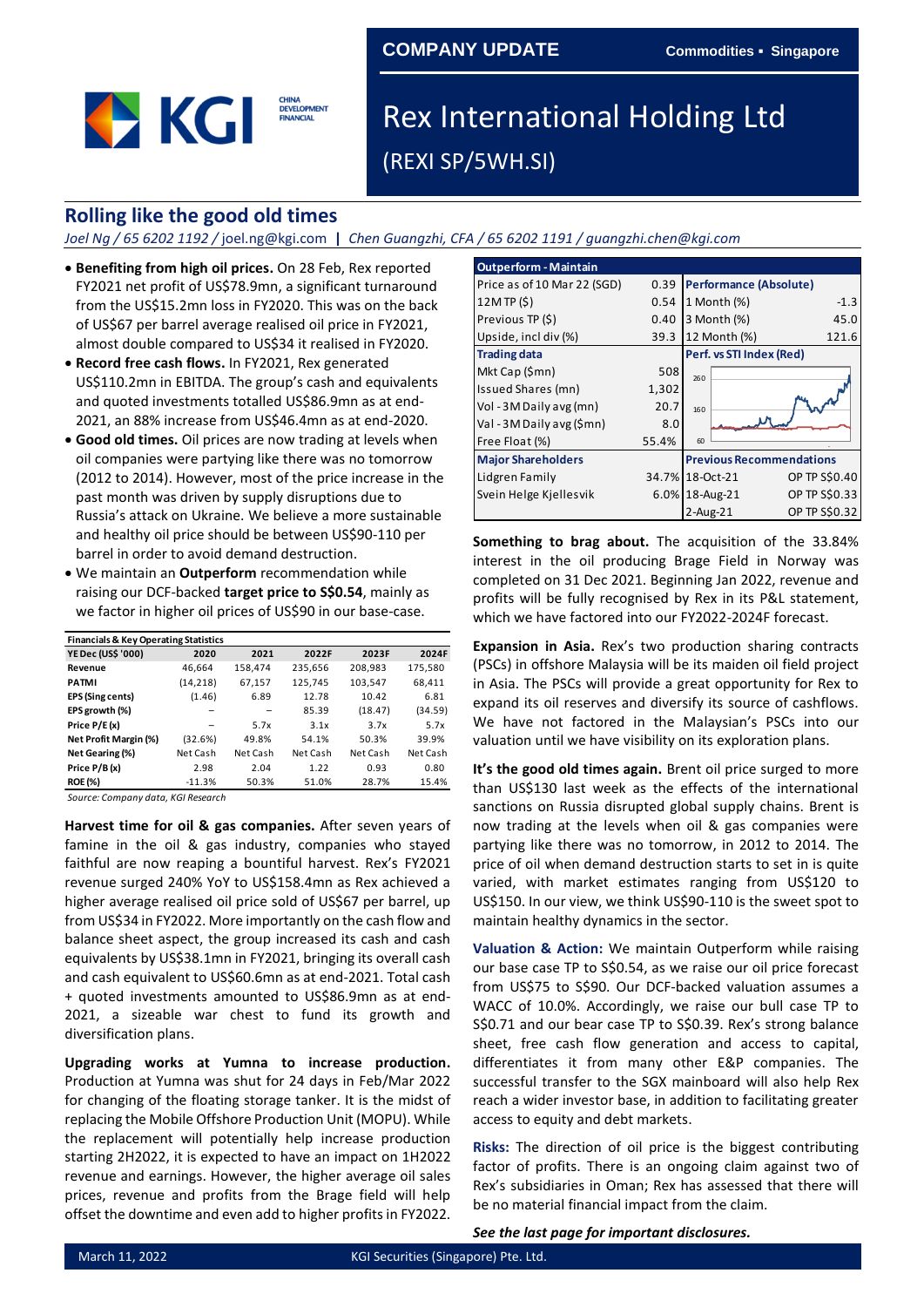COMPANY UPDATE — Commodities ▪ Singapore

# Rex International Holding Ltd

(REXI SP/5WH.SI)

## Rolling like the good old times

*Joel Ng / 65 6202 1192 / joel.ng@kgi.com | Chen Guangzhi, CFA / 65 6202 1191 / guangzhi.chen@kgi.com*

- **Benefiting from high oil prices.** On 28 Feb, Rex reported FY2021 net profit of US$78.9mn, a significant turnaround from the US$15.2mn loss in FY2020. This was on the back of US$67 per barrel average realised oil price in FY2021, almost double compared to US$34 it realised in FY2020.
- **Record free cash flows.** In FY2021, Rex generated US$110.2mn in EBITDA. The group's cash and equivalents and quoted investments totalled US$86.9mn as at end-2021, an 88% increase from US$46.4mn as at end-2020.
- **Good old times.** Oil prices are now trading at levels when oil companies were partying like there was no tomorrow (2012 to 2014). However, most of the price increase in the past month was driven by supply disruptions due to Russia's attack on Ukraine. We believe a more sustainable and healthy oil price should be between US$90-110 per barrel in order to avoid demand destruction.
- We maintain an **Outperform** recommendation while raising our DCF-backed **target price to S$0.54**, mainly as we factor in higher oil prices of US$90 in our base-case.

| Financials & Key Operating Statistics | | | | | |
|---|---|---|---|---|---|
| YE Dec (US$ '000) | 2020 | 2021 | 2022F | 2023F | 2024F |
| Revenue | 46,664 | 158,474 | 235,656 | 208,983 | 175,580 |
| PATMI | (14,218) | 67,157 | 125,745 | 103,547 | 68,411 |
| EPS (Sing cents) | (1.46) | 6.89 | 12.78 | 10.42 | 6.81 |
| EPS growth (%) | – | – | 85.39 | (18.47) | (34.59) |
| Price P/E (x) | – | 5.7x | 3.1x | 3.7x | 5.7x |
| Net Profit Margin (%) | (32.6%) | 49.8% | 54.1% | 50.3% | 39.9% |
| Net Gearing (%) | Net Cash | Net Cash | Net Cash | Net Cash | Net Cash |
| Price P/B (x) | 2.98 | 2.04 | 1.22 | 0.93 | 0.80 |
| ROE (%) | -11.3% | 50.3% | 51.0% | 28.7% | 15.4% |

*Source: Company data, KGI Research*

| Outperform - Maintain | | | |
|---|---|---|---|
| Price as of 10 Mar 22 (SGD) | 0.39 | **Performance (Absolute)** | |
| 12M TP ($) | 0.54 | 1 Month (%) | -1.3 |
| Previous TP ($) | 0.40 | 3 Month (%) | 45.0 |
| Upside, incl div (%) | 39.3 | 12 Month (%) | 121.6 |
| **Trading data** | | **Perf. vs STI Index (Red)** | |
| Mkt Cap ($mn) | 508 | | |
| Issued Shares (mn) | 1,302 | | |
| Vol - 3M Daily avg (mn) | 20.7 | | |
| Val - 3M Daily avg ($mn) | 8.0 | | |
| Free Float (%) | 55.4% | | |
| **Major Shareholders** | | **Previous Recommendations** | |
| Lidgren Family | 34.7% | 18-Oct-21 | OP TP S$0.40 |
| Svein Helge Kjellesvik | 6.0% | 18-Aug-21 | OP TP S$0.33 |
| | | 2-Aug-21 | OP TP S$0.32 |

**Harvest time for oil & gas companies.** After seven years of famine in the oil & gas industry, companies who stayed faithful are now reaping a bountiful harvest. Rex's FY2021 revenue surged 240% YoY to US$158.4mn as Rex achieved a higher average realised oil price sold of US$67 per barrel, up from US$34 in FY2022. More importantly on the cash flow and balance sheet aspect, the group increased its cash and cash equivalents by US$38.1mn in FY2021, bringing its overall cash and cash equivalent to US$60.6mn as at end-2021. Total cash + quoted investments amounted to US$86.9mn as at end-2021, a sizeable war chest to fund its growth and diversification plans.

**Upgrading works at Yumna to increase production.** Production at Yumna was shut for 24 days in Feb/Mar 2022 for changing of the floating storage tanker. It is the midst of replacing the Mobile Offshore Production Unit (MOPU). While the replacement will potentially help increase production starting 2H2022, it is expected to have an impact on 1H2022 revenue and earnings. However, the higher average oil sales prices, revenue and profits from the Brage field will help offset the downtime and even add to higher profits in FY2022.

**Something to brag about.** The acquisition of the 33.84% interest in the oil producing Brage Field in Norway was completed on 31 Dec 2021. Beginning Jan 2022, revenue and profits will be fully recognised by Rex in its P&L statement, which we have factored into our FY2022-2024F forecast.

**Expansion in Asia.** Rex's two production sharing contracts (PSCs) in offshore Malaysia will be its maiden oil field project in Asia. The PSCs will provide a great opportunity for Rex to expand its oil reserves and diversify its source of cashflows. We have not factored in the Malaysian's PSCs into our valuation until we have visibility on its exploration plans.

**It's the good old times again.** Brent oil price surged to more than US$130 last week as the effects of the international sanctions on Russia disrupted global supply chains. Brent is now trading at the levels when oil & gas companies were partying like there was no tomorrow, in 2012 to 2014. The price of oil when demand destruction starts to set in is quite varied, with market estimates ranging from US$120 to US$150. In our view, we think US$90-110 is the sweet spot to maintain healthy dynamics in the sector.

**Valuation & Action:** We maintain Outperform while raising our base case TP to S$0.54, as we raise our oil price forecast from US$75 to S$90. Our DCF-backed valuation assumes a WACC of 10.0%. Accordingly, we raise our bull case TP to S$0.71 and our bear case TP to S$0.39. Rex's strong balance sheet, free cash flow generation and access to capital, differentiates it from many other E&P companies. The successful transfer to the SGX mainboard will also help Rex reach a wider investor base, in addition to facilitating greater access to equity and debt markets.

**Risks:** The direction of oil price is the biggest contributing factor of profits. There is an ongoing claim against two of Rex's subsidiaries in Oman; Rex has assessed that there will be no material financial impact from the claim.

***See the last page for important disclosures.***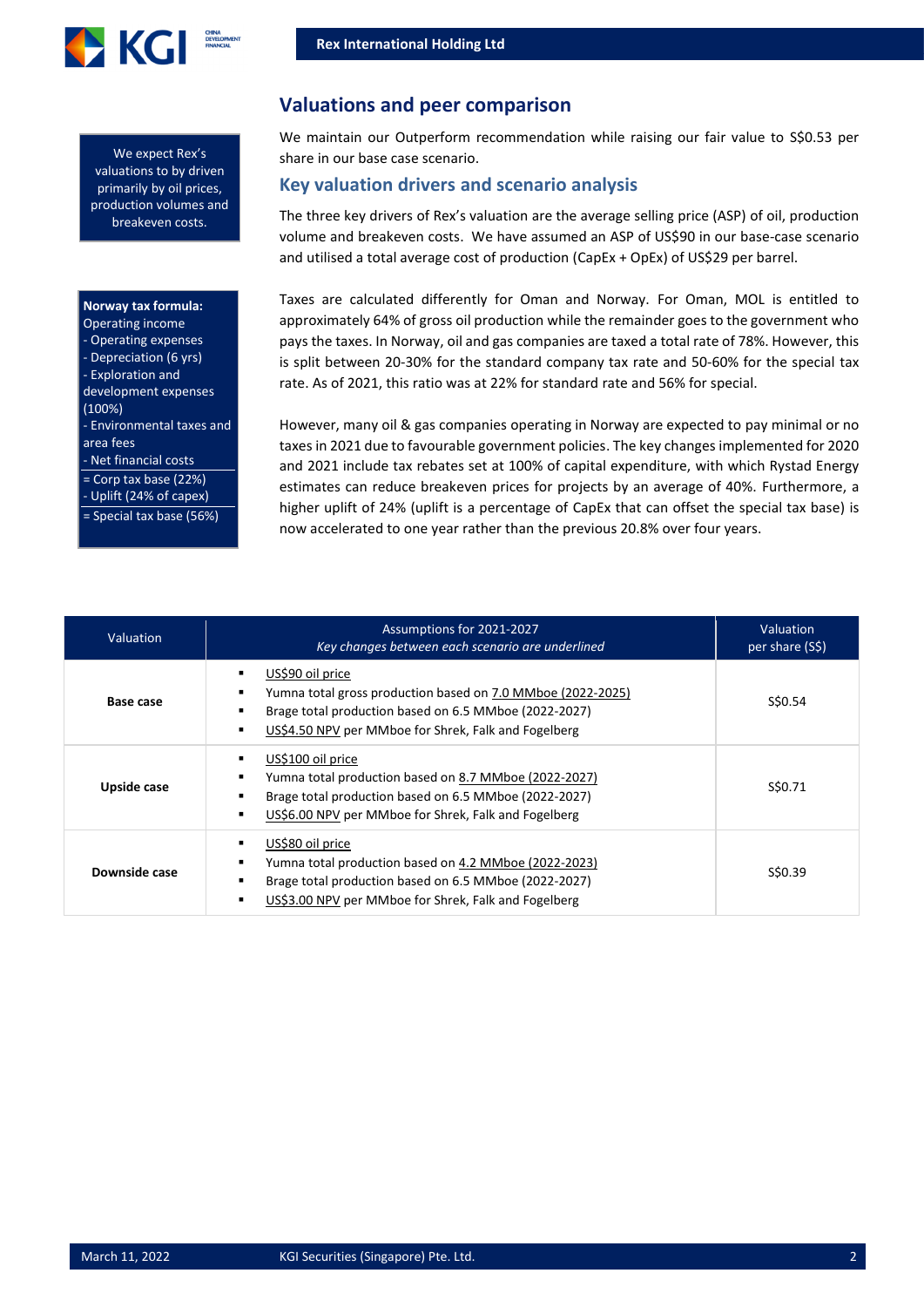We expect Rex's valuations to by driven primarily by oil prices, production volumes and breakeven costs.

## Valuations and peer comparison

We maintain our Outperform recommendation while raising our fair value to S$0.53 per share in our base case scenario.

### Key valuation drivers and scenario analysis

The three key drivers of Rex's valuation are the average selling price (ASP) of oil, production volume and breakeven costs. We have assumed an ASP of US$90 in our base-case scenario and utilised a total average cost of production (CapEx + OpEx) of US$29 per barrel.

**Norway tax formula:**
Operating income
- Operating expenses
- Depreciation (6 yrs)
- Exploration and development expenses (100%)
- Environmental taxes and area fees
- Net financial costs

= Corp tax base (22%)
- Uplift (24% of capex)

= Special tax base (56%)

Taxes are calculated differently for Oman and Norway. For Oman, MOL is entitled to approximately 64% of gross oil production while the remainder goes to the government who pays the taxes. In Norway, oil and gas companies are taxed a total rate of 78%. However, this is split between 20-30% for the standard company tax rate and 50-60% for the special tax rate. As of 2021, this ratio was at 22% for standard rate and 56% for special.

However, many oil & gas companies operating in Norway are expected to pay minimal or no taxes in 2021 due to favourable government policies. The key changes implemented for 2020 and 2021 include tax rebates set at 100% of capital expenditure, with which Rystad Energy estimates can reduce breakeven prices for projects by an average of 40%. Furthermore, a higher uplift of 24% (uplift is a percentage of CapEx that can offset the special tax base) is now accelerated to one year rather than the previous 20.8% over four years.

| Valuation | Assumptions for 2021-2027<br>*Key changes between each scenario are underlined* | Valuation per share (S$) |
|---|---|---|
| **Base case** | ▪ <u>US$90 oil price</u><br>▪ Yumna total gross production based on <u>7.0 MMboe (2022-2025)</u><br>▪ Brage total production based on 6.5 MMboe (2022-2027)<br>▪ <u>US$4.50 NPV</u> per MMboe for Shrek, Falk and Fogelberg | S$0.54 |
| **Upside case** | ▪ <u>US$100 oil price</u><br>▪ Yumna total production based on <u>8.7 MMboe (2022-2027)</u><br>▪ Brage total production based on 6.5 MMboe (2022-2027)<br>▪ <u>US$6.00 NPV</u> per MMboe for Shrek, Falk and Fogelberg | S$0.71 |
| **Downside case** | ▪ <u>US$80 oil price</u><br>▪ Yumna total production based on <u>4.2 MMboe (2022-2023)</u><br>▪ Brage total production based on 6.5 MMboe (2022-2027)<br>▪ <u>US$3.00 NPV</u> per MMboe for Shrek, Falk and Fogelberg | S$0.39 |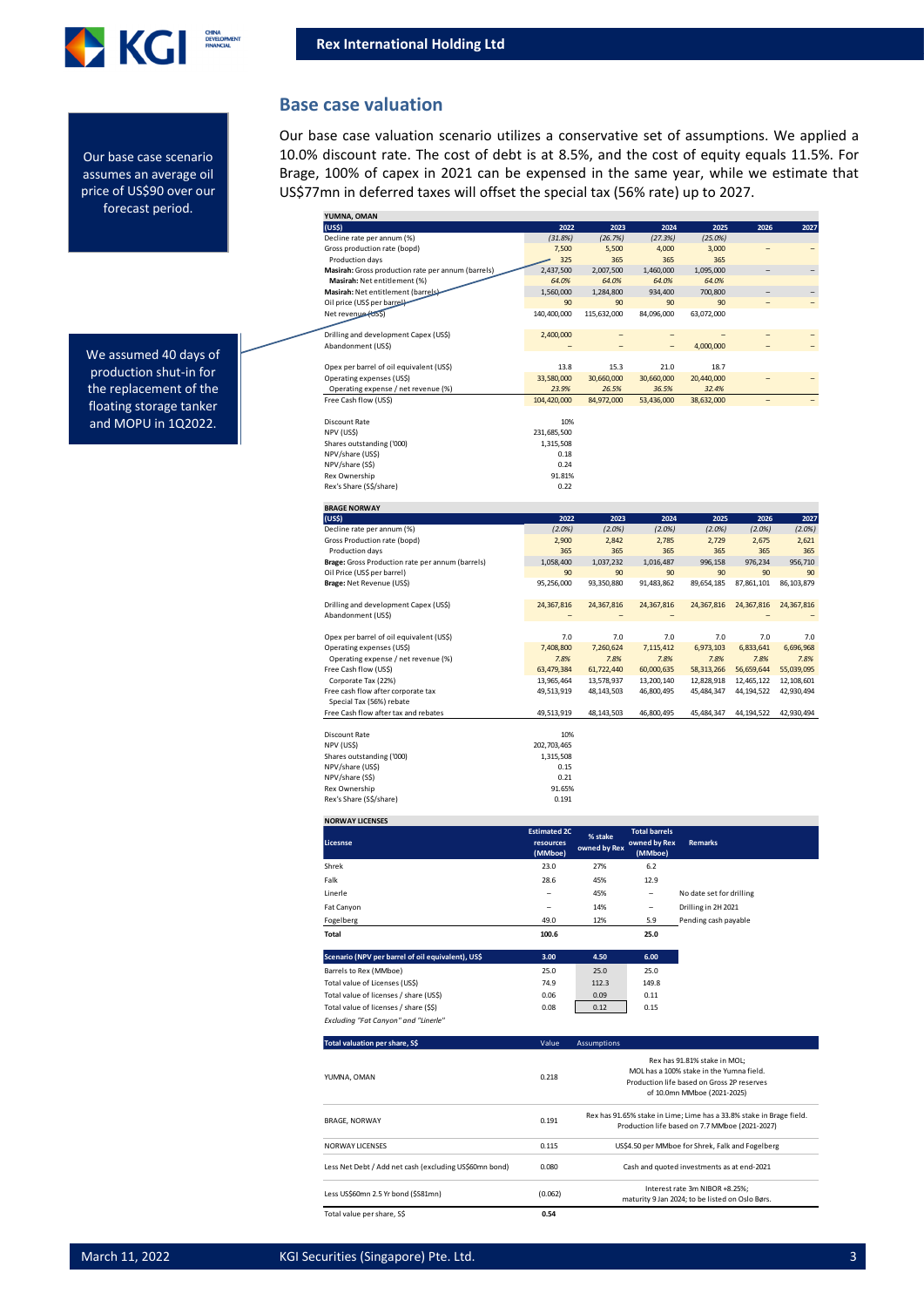## Base case valuation

Our base case valuation scenario utilizes a conservative set of assumptions. We applied a 10.0% discount rate. The cost of debt is at 8.5%, and the cost of equity equals 11.5%. For Brage, 100% of capex in 2021 can be expensed in the same year, while we estimate that US$77mn in deferred taxes will offset the special tax (56% rate) up to 2027.

Our base case scenario assumes an average oil price of US$90 over our forecast period.

We assumed 40 days of production shut-in for the replacement of the floating storage tanker and MOPU in 1Q2022.

**YUMNA, OMAN**

| (US$) | 2022 | 2023 | 2024 | 2025 | 2026 | 2027 |
|---|---|---|---|---|---|---|
| Decline rate per annum (%) | *(31.8%)* | *(26.7%)* | *(27.3%)* | *(25.0%)* | | |
| Gross production rate (bopd) | 7,500 | 5,500 | 4,000 | 3,000 | – | – |
| Production days | 325 | 365 | 365 | 365 | | |
| **Masirah:** Gross production rate per annum (barrels) | 2,437,500 | 2,007,500 | 1,460,000 | 1,095,000 | – | – |
| **Masirah:** Net entitlement (%) | *64.0%* | *64.0%* | *64.0%* | *64.0%* | | |
| **Masirah:** Net entitlement (barrels) | 1,560,000 | 1,284,800 | 934,400 | 700,800 | – | – |
| Oil price (US$ per barrel) | 90 | 90 | 90 | 90 | – | – |
| Net revenue (US$) | 140,400,000 | 115,632,000 | 84,096,000 | 63,072,000 | | |
| | | | | | | |
| Drilling and development Capex (US$) | 2,400,000 | – | – | – | – | – |
| Abandonment (US$) | – | – | – | 4,000,000 | – | – |
| | | | | | | |
| Opex per barrel of oil equivalent (US$) | 13.8 | 15.3 | 21.0 | 18.7 | | |
| Operating expenses (US$) | 33,580,000 | 30,660,000 | 30,660,000 | 20,440,000 | – | – |
| Operating expense / net revenue (%) | *23.9%* | *26.5%* | *36.5%* | *32.4%* | | |
| Free Cash Flow (US$) | 104,420,000 | 84,972,000 | 53,436,000 | 38,632,000 | – | – |
| | | | | | | |
| Discount Rate | 10% | | | | | |
| NPV (US$) | 231,685,500 | | | | | |
| Shares outstanding ('000) | 1,315,508 | | | | | |
| NPV/share (US$) | 0.18 | | | | | |
| NPV/share (S$) | 0.24 | | | | | |
| Rex Ownership | 91.81% | | | | | |
| Rex's Share (S$/share) | 0.22 | | | | | |

**BRAGE NORWAY**

| (US$) | 2022 | 2023 | 2024 | 2025 | 2026 | 2027 |
|---|---|---|---|---|---|---|
| Decline rate per annum (%) | *(2.0%)* | *(2.0%)* | *(2.0%)* | *(2.0%)* | *(2.0%)* | *(2.0%)* |
| Gross Production rate (bopd) | 2,900 | 2,842 | 2,785 | 2,729 | 2,675 | 2,621 |
| Production days | 365 | 365 | 365 | 365 | 365 | 365 |
| **Brage:** Gross Production rate per annum (barrels) | 1,058,400 | 1,037,232 | 1,016,487 | 996,158 | 976,234 | 956,710 |
| Oil Price (US$ per barrel) | 90 | 90 | 90 | 90 | 90 | 90 |
| **Brage:** Net Revenue (US$) | 95,256,000 | 93,350,880 | 91,483,862 | 89,654,185 | 87,861,101 | 86,103,879 |
| | | | | | | |
| Drilling and development Capex (US$) | 24,367,816 | 24,367,816 | 24,367,816 | 24,367,816 | 24,367,816 | 24,367,816 |
| Abandonment (US$) | – | – | – | – | – | – |
| | | | | | | |
| Opex per barrel of oil equivalent (US$) | 7.0 | 7.0 | 7.0 | 7.0 | 7.0 | 7.0 |
| Operating expenses (US$) | 7,408,800 | 7,260,624 | 7,115,412 | 6,973,103 | 6,833,641 | 6,696,968 |
| Operating expense / net revenue (%) | *7.8%* | *7.8%* | *7.8%* | *7.8%* | *7.8%* | *7.8%* |
| Free Cash Flow (US$) | 63,479,384 | 61,722,440 | 60,000,635 | 58,313,266 | 56,659,644 | 55,039,095 |
| Corporate Tax (22%) | 13,965,464 | 13,578,937 | 13,200,140 | 12,828,918 | 12,465,122 | 12,108,601 |
| Free cash flow after corporate tax | 49,513,919 | 48,143,503 | 46,800,495 | 45,484,347 | 44,194,522 | 42,930,494 |
| Special Tax (56%) rebate | | | | | | |
| Free Cash flow after tax and rebates | 49,513,919 | 48,143,503 | 46,800,495 | 45,484,347 | 44,194,522 | 42,930,494 |
| | | | | | | |
| Discount Rate | 10% | | | | | |
| NPV (US$) | 202,703,465 | | | | | |
| Shares outstanding ('000) | 1,315,508 | | | | | |
| NPV/share (US$) | 0.15 | | | | | |
| NPV/share (S$) | 0.21 | | | | | |
| Rex Ownership | 91.65% | | | | | |
| Rex's Share (S$/share) | 0.191 | | | | | |

**NORWAY LICENSES**

| Licesnse | Estimated 2C resources (MMboe) | % stake owned by Rex | Total barrels owned by Rex (MMboe) | Remarks |
|---|---|---|---|---|
| Shrek | 23.0 | 27% | 6.2 | |
| Falk | 28.6 | 45% | 12.9 | |
| Linerle | – | 45% | – | No date set for drilling |
| Fat Canyon | – | 14% | – | Drilling in 2H 2021 |
| Fogelberg | 49.0 | 12% | 5.9 | Pending cash payable |
| **Total** | **100.6** | | **25.0** | |

| Scenario (NPV per barrel of oil equivalent), US$ | 3.00 | 4.50 | 6.00 |
|---|---|---|---|
| Barrels to Rex (MMboe) | 25.0 | 25.0 | 25.0 |
| Total value of Licenses (US$) | 74.9 | 112.3 | 149.8 |
| Total value of licenses / share (US$) | 0.06 | 0.09 | 0.11 |
| Total value of licenses / share (S$) | 0.08 | 0.12 | 0.15 |

*Excluding "Fat Canyon" and "Linerle"*

| Total valuation per share, S$ | Value | Assumptions |
|---|---|---|
| YUMNA, OMAN | 0.218 | Rex has 91.81% stake in MOL; MOL has a 100% stake in the Yumna field. Production life based on Gross 2P reserves of 10.0mn MMboe (2021-2025) |
| BRAGE, NORWAY | 0.191 | Rex has 91.65% stake in Lime; Lime has a 33.8% stake in Brage field. Production life based on 7.7 MMboe (2021-2027) |
| NORWAY LICENSES | 0.115 | US$4.50 per MMboe for Shrek, Falk and Fogelberg |
| Less Net Debt / Add net cash (excluding US$60mn bond) | 0.080 | Cash and quoted investments as at end-2021 |
| Less US$60mn 2.5 Yr bond (S$81mn) | (0.062) | Interest rate 3m NIBOR +8.25%; maturity 9 Jan 2024; to be listed on Oslo Børs. |
| Total value per share, S$ | **0.54** | |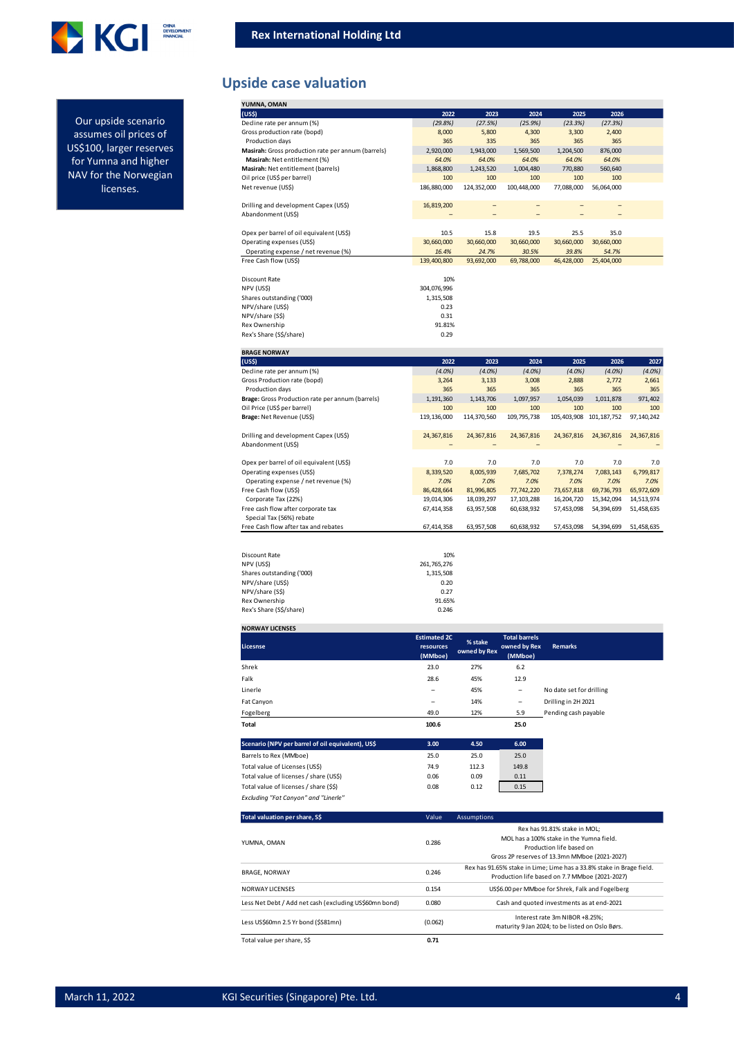## Upside case valuation

Our upside scenario assumes oil prices of US$100, larger reserves for Yumna and higher NAV for the Norwegian licenses.

**YUMNA, OMAN**

| (US$) | 2022 | 2023 | 2024 | 2025 | 2026 |
|---|---|---|---|---|---|
| Decline rate per annum (%) | (29.8%) | (27.5%) | (25.9%) | (23.3%) | (27.3%) |
| Gross production rate (bopd) | 8,000 | 5,800 | 4,300 | 3,300 | 2,400 |
| Production days | 365 | 335 | 365 | 365 | 365 |
| **Masirah:** Gross production rate per annum (barrels) | 2,920,000 | 1,943,000 | 1,569,500 | 1,204,500 | 876,000 |
| **Masirah:** Net entitlement (%) | 64.0% | 64.0% | 64.0% | 64.0% | 64.0% |
| **Masirah:** Net entitlement (barrels) | 1,868,800 | 1,243,520 | 1,004,480 | 770,880 | 560,640 |
| Oil price (US$ per barrel) | 100 | 100 | 100 | 100 | 100 |
| Net revenue (US$) | 186,880,000 | 124,352,000 | 100,448,000 | 77,088,000 | 56,064,000 |
| | | | | | |
| Drilling and development Capex (US$) | 16,819,200 | – | – | – | – |
| Abandonment (US$) | – | – | – | – | – |
| | | | | | |
| Opex per barrel of oil equivalent (US$) | 10.5 | 15.8 | 19.5 | 25.5 | 35.0 |
| Operating expenses (US$) | 30,660,000 | 30,660,000 | 30,660,000 | 30,660,000 | 30,660,000 |
| Operating expense / net revenue (%) | 16.4% | 24.7% | 30.5% | 39.8% | 54.7% |
| Free Cash flow (US$) | 139,400,800 | 93,692,000 | 69,788,000 | 46,428,000 | 25,404,000 |

| | |
|---|---|
| Discount Rate | 10% |
| NPV (US$) | 304,076,996 |
| Shares outstanding ('000) | 1,315,508 |
| NPV/share (US$) | 0.23 |
| NPV/share (S$) | 0.31 |
| Rex Ownership | 91.81% |
| Rex's Share (S$/share) | 0.29 |

**BRAGE NORWAY**

| (US$) | 2022 | 2023 | 2024 | 2025 | 2026 | 2027 |
|---|---|---|---|---|---|---|
| Decline rate per annum (%) | (4.0%) | (4.0%) | (4.0%) | (4.0%) | (4.0%) | (4.0%) |
| Gross Production rate (bopd) | 3,264 | 3,133 | 3,008 | 2,888 | 2,772 | 2,661 |
| Production days | 365 | 365 | 365 | 365 | 365 | 365 |
| **Brage:** Gross Production rate per annum (barrels) | 1,191,360 | 1,143,706 | 1,097,957 | 1,054,039 | 1,011,878 | 971,402 |
| Oil Price (US$ per barrel) | 100 | 100 | 100 | 100 | 100 | 100 |
| **Brage:** Net Revenue (US$) | 119,136,000 | 114,370,560 | 109,795,738 | 105,403,908 | 101,187,752 | 97,140,242 |
| | | | | | | |
| Drilling and development Capex (US$) | 24,367,816 | 24,367,816 | 24,367,816 | 24,367,816 | 24,367,816 | 24,367,816 |
| Abandonment (US$) | – | – | – | – | – | – |
| | | | | | | |
| Opex per barrel of oil equivalent (US$) | 7.0 | 7.0 | 7.0 | 7.0 | 7.0 | 7.0 |
| Operating expenses (US$) | 8,339,520 | 8,005,939 | 7,685,702 | 7,378,274 | 7,083,143 | 6,799,817 |
| Operating expense / net revenue (%) | 7.0% | 7.0% | 7.0% | 7.0% | 7.0% | 7.0% |
| Free Cash flow (US$) | 86,428,664 | 81,996,805 | 77,742,220 | 73,657,818 | 69,736,793 | 65,972,609 |
| Corporate Tax (22%) | 19,014,306 | 18,039,297 | 17,103,288 | 16,204,720 | 15,342,094 | 14,513,974 |
| Free cash flow after corporate tax | 67,414,358 | 63,957,508 | 60,638,932 | 57,453,098 | 54,394,699 | 51,458,635 |
| Special Tax (56%) rebate | | | | | | |
| Free Cash flow after tax and rebates | 67,414,358 | 63,957,508 | 60,638,932 | 57,453,098 | 54,394,699 | 51,458,635 |

| | |
|---|---|
| Discount Rate | 10% |
| NPV (US$) | 261,765,276 |
| Shares outstanding ('000) | 1,315,508 |
| NPV/share (US$) | 0.20 |
| NPV/share (S$) | 0.27 |
| Rex Ownership | 91.65% |
| Rex's Share (S$/share) | 0.246 |

**NORWAY LICENSES**

| Licesnse | Estimated 2C resources (MMboe) | % stake owned by Rex | Total barrels owned by Rex (MMboe) | Remarks |
|---|---|---|---|---|
| Shrek | 23.0 | 27% | 6.2 | |
| Falk | 28.6 | 45% | 12.9 | |
| Linerle | – | 45% | – | No date set for drilling |
| Fat Canyon | – | 14% | – | Drilling in 2H 2021 |
| Fogelberg | 49.0 | 12% | 5.9 | Pending cash payable |
| **Total** | **100.6** | | **25.0** | |

| Scenario (NPV per barrel of oil equivalent), US$ | 3.00 | 4.50 | 6.00 |
|---|---|---|---|
| Barrels to Rex (MMboe) | 25.0 | 25.0 | 25.0 |
| Total value of Licenses (US$) | 74.9 | 112.3 | 149.8 |
| Total value of licenses / share (US$) | 0.06 | 0.09 | 0.11 |
| Total value of licenses / share (S$) | 0.08 | 0.12 | 0.15 |

*Excluding "Fat Canyon" and "Linerle"*

| Total valuation per share, S$ | Value | Assumptions |
|---|---|---|
| YUMNA, OMAN | 0.286 | Rex has 91.81% stake in MOL; MOL has a 100% stake in the Yumna field. Production life based on Gross 2P reserves of 13.3mn MMboe (2021-2027) |
| BRAGE, NORWAY | 0.246 | Rex has 91.65% stake in Lime; Lime has a 33.8% stake in Brage field. Production life based on 7.7 MMboe (2021-2027) |
| NORWAY LICENSES | 0.154 | US$6.00 per MMboe for Shrek, Falk and Fogelberg |
| Less Net Debt / Add net cash (excluding US$60mn bond) | 0.080 | Cash and quoted investments as at end-2021 |
| Less US$60mn 2.5 Yr bond (S$81mn) | (0.062) | Interest rate 3m NIBOR +8.25%; maturity 9 Jan 2024; to be listed on Oslo Børs. |
| Total value per share, S$ | **0.71** | |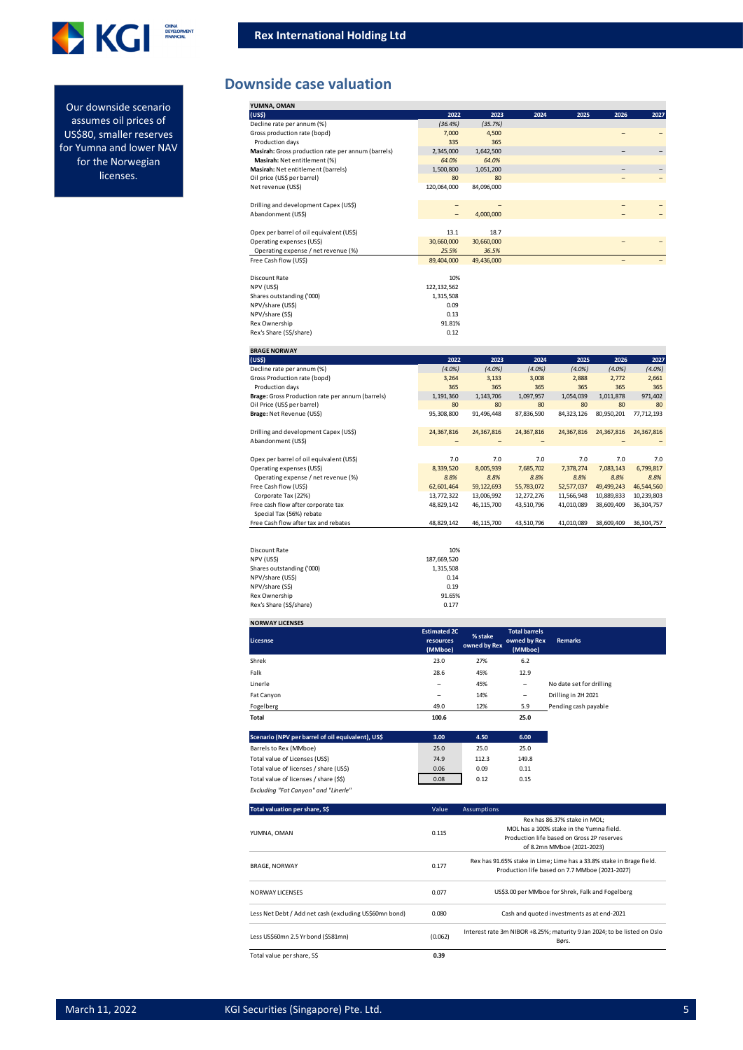## Downside case valuation

Our downside scenario assumes oil prices of US$80, smaller reserves for Yumna and lower NAV for the Norwegian licenses.

**YUMNA, OMAN**

| (US$) | 2022 | 2023 | 2024 | 2025 | 2026 | 2027 |
|---|---|---|---|---|---|---|
| Decline rate per annum (%) | (36.4%) | (35.7%) | | | | |
| Gross production rate (bopd) | 7,000 | 4,500 | | | – | – |
| Production days | 335 | 365 | | | | |
| **Masirah:** Gross production rate per annum (barrels) | 2,345,000 | 1,642,500 | | | – | – |
| **Masirah:** Net entitlement (%) | 64.0% | 64.0% | | | | |
| **Masirah:** Net entitlement (barrels) | 1,500,800 | 1,051,200 | | | – | – |
| Oil price (US$ per barrel) | 80 | 80 | | | – | – |
| Net revenue (US$) | 120,064,000 | 84,096,000 | | | | |
| | | | | | | |
| Drilling and development Capex (US$) | – | – | | | – | – |
| Abandonment (US$) | – | 4,000,000 | | | – | – |
| | | | | | | |
| Opex per barrel of oil equivalent (US$) | 13.1 | 18.7 | | | | |
| Operating expenses (US$) | 30,660,000 | 30,660,000 | | | – | – |
| Operating expense / net revenue (%) | 25.5% | 36.5% | | | | |
| Free Cash flow (US$) | 89,404,000 | 49,436,000 | | | – | – |

| | |
|---|---|
| Discount Rate | 10% |
| NPV (US$) | 122,132,562 |
| Shares outstanding ('000) | 1,315,508 |
| NPV/share (US$) | 0.09 |
| NPV/share (S$) | 0.13 |
| Rex Ownership | 91.81% |
| Rex's Share (S$/share) | 0.12 |

**BRAGE NORWAY**

| (US$) | 2022 | 2023 | 2024 | 2025 | 2026 | 2027 |
|---|---|---|---|---|---|---|
| Decline rate per annum (%) | (4.0%) | (4.0%) | (4.0%) | (4.0%) | (4.0%) | (4.0%) |
| Gross Production rate (bopd) | 3,264 | 3,133 | 3,008 | 2,888 | 2,772 | 2,661 |
| Production days | 365 | 365 | 365 | 365 | 365 | 365 |
| **Brage:** Gross Production rate per annum (barrels) | 1,191,360 | 1,143,706 | 1,097,957 | 1,054,039 | 1,011,878 | 971,402 |
| Oil Price (US$ per barrel) | 80 | 80 | 80 | 80 | 80 | 80 |
| **Brage:** Net Revenue (US$) | 95,308,800 | 91,496,448 | 87,836,590 | 84,323,126 | 80,950,201 | 77,712,193 |
| | | | | | | |
| Drilling and development Capex (US$) | 24,367,816 | 24,367,816 | 24,367,816 | 24,367,816 | 24,367,816 | 24,367,816 |
| Abandonment (US$) | – | – | – | – | – | – |
| | | | | | | |
| Opex per barrel of oil equivalent (US$) | 7.0 | 7.0 | 7.0 | 7.0 | 7.0 | 7.0 |
| Operating expenses (US$) | 8,339,520 | 8,005,939 | 7,685,702 | 7,378,274 | 7,083,143 | 6,799,817 |
| Operating expense / net revenue (%) | 8.8% | 8.8% | 8.8% | 8.8% | 8.8% | 8.8% |
| Free Cash flow (US$) | 62,601,464 | 59,122,693 | 55,783,072 | 52,577,037 | 49,499,243 | 46,544,560 |
| Corporate Tax (22%) | 13,772,322 | 13,006,992 | 12,272,276 | 11,566,948 | 10,889,833 | 10,239,803 |
| Free cash flow after corporate tax | 48,829,142 | 46,115,700 | 43,510,796 | 41,010,089 | 38,609,409 | 36,304,757 |
| Special Tax (56%) rebate | | | | | | |
| Free Cash flow after tax and rebates | 48,829,142 | 46,115,700 | 43,510,796 | 41,010,089 | 38,609,409 | 36,304,757 |

| | |
|---|---|
| Discount Rate | 10% |
| NPV (US$) | 187,669,520 |
| Shares outstanding ('000) | 1,315,508 |
| NPV/share (US$) | 0.14 |
| NPV/share (S$) | 0.19 |
| Rex Ownership | 91.65% |
| Rex's Share (S$/share) | 0.177 |

**NORWAY LICENSES**

| Licesnse | Estimated 2C resources (MMboe) | % stake owned by Rex | Total barrels owned by Rex (MMboe) | Remarks |
|---|---|---|---|---|
| Shrek | 23.0 | 27% | 6.2 | |
| Falk | 28.6 | 45% | 12.9 | |
| Linerle | – | 45% | – | No date set for drilling |
| Fat Canyon | – | 14% | – | Drilling in 2H 2021 |
| Fogelberg | 49.0 | 12% | 5.9 | Pending cash payable |
| **Total** | **100.6** | | **25.0** | |

| Scenario (NPV per barrel of oil equivalent), US$ | 3.00 | 4.50 | 6.00 |
|---|---|---|---|
| Barrels to Rex (MMboe) | 25.0 | 25.0 | 25.0 |
| Total value of Licenses (US$) | 74.9 | 112.3 | 149.8 |
| Total value of licenses / share (US$) | 0.06 | 0.09 | 0.11 |
| Total value of licenses / share (S$) | 0.08 | 0.12 | 0.15 |

*Excluding "Fat Canyon" and "Linerle"*

| Total valuation per share, S$ | Value | Assumptions |
|---|---|---|
| YUMNA, OMAN | 0.115 | Rex has 86.37% stake in MOL; MOL has a 100% stake in the Yumna field. Production life based on Gross 2P reserves of 8.2mn MMboe (2021-2023) |
| BRAGE, NORWAY | 0.177 | Rex has 91.65% stake in Lime; Lime has a 33.8% stake in Brage field. Production life based on 7.7 MMboe (2021-2027) |
| NORWAY LICENSES | 0.077 | US$3.00 per MMboe for Shrek, Falk and Fogelberg |
| Less Net Debt / Add net cash (excluding US$60mn bond) | 0.080 | Cash and quoted investments as at end-2021 |
| Less US$60mn 2.5 Yr bond (S$81mn) | (0.062) | Interest rate 3m NIBOR +8.25%; maturity 9 Jan 2024; to be listed on Oslo Børs. |
| Total value per share, S$ | **0.39** | |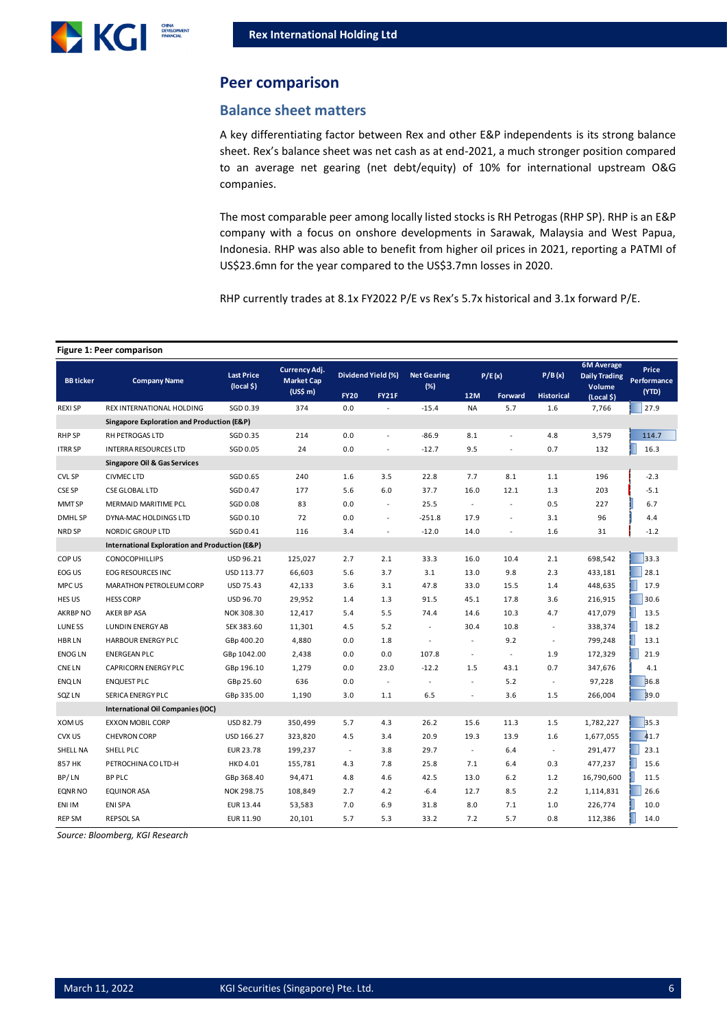## Peer comparison

### Balance sheet matters

A key differentiating factor between Rex and other E&P independents is its strong balance sheet. Rex's balance sheet was net cash as at end-2021, a much stronger position compared to an average net gearing (net debt/equity) of 10% for international upstream O&G companies.

The most comparable peer among locally listed stocks is RH Petrogas (RHP SP). RHP is an E&P company with a focus on onshore developments in Sarawak, Malaysia and West Papua, Indonesia. RHP was also able to benefit from higher oil prices in 2021, reporting a PATMI of US$23.6mn for the year compared to the US$3.7mn losses in 2020.

RHP currently trades at 8.1x FY2022 P/E vs Rex's 5.7x historical and 3.1x forward P/E.

**Figure 1: Peer comparison**

| BB ticker | Company Name | Last Price (local $) | Currency Adj. Market Cap (US$ m) | Dividend Yield (%) | | Net Gearing (%) | P/E (x) | | P/B (x) | 6M Average Daily Trading Volume (Local $) | Price Performance (YTD) |
|---|---|---|---|---|---|---|---|---|---|---|---|
| | | | | FY20 | FY21F | | 12M | Forward | Historical | | |
| REXI SP | REX INTERNATIONAL HOLDING | SGD 0.39 | 374 | 0.0 | - | -15.4 | NA | 5.7 | 1.6 | 7,766 | 27.9 |
| | **Singapore Exploration and Production (E&P)** | | | | | | | | | | |
| RHP SP | RH PETROGAS LTD | SGD 0.35 | 214 | 0.0 | - | -86.9 | 8.1 | - | 4.8 | 3,579 | 114.7 |
| ITRR SP | INTERRA RESOURCES LTD | SGD 0.05 | 24 | 0.0 | - | -12.7 | 9.5 | - | 0.7 | 132 | 16.3 |
| | **Singapore Oil & Gas Services** | | | | | | | | | | |
| CVL SP | CIVMEC LTD | SGD 0.65 | 240 | 1.6 | 3.5 | 22.8 | 7.7 | 8.1 | 1.1 | 196 | -2.3 |
| CSE SP | CSE GLOBAL LTD | SGD 0.47 | 177 | 5.6 | 6.0 | 37.7 | 16.0 | 12.1 | 1.3 | 203 | -5.1 |
| MMT SP | MERMAID MARITIME PCL | SGD 0.08 | 83 | 0.0 | - | 25.5 | - | - | 0.5 | 227 | 6.7 |
| DMHL SP | DYNA-MAC HOLDINGS LTD | SGD 0.10 | 72 | 0.0 | - | -251.8 | 17.9 | - | 3.1 | 96 | 4.4 |
| NRD SP | NORDIC GROUP LTD | SGD 0.41 | 116 | 3.4 | - | -12.0 | 14.0 | - | 1.6 | 31 | -1.2 |
| | **International Exploration and Production (E&P)** | | | | | | | | | | |
| COP US | CONOCOPHILLIPS | USD 96.21 | 125,027 | 2.7 | 2.1 | 33.3 | 16.0 | 10.4 | 2.1 | 698,542 | 33.3 |
| EOG US | EOG RESOURCES INC | USD 113.77 | 66,603 | 5.6 | 3.7 | 3.1 | 13.0 | 9.8 | 2.3 | 433,181 | 28.1 |
| MPC US | MARATHON PETROLEUM CORP | USD 75.43 | 42,133 | 3.6 | 3.1 | 47.8 | 33.0 | 15.5 | 1.4 | 448,635 | 17.9 |
| HES US | HESS CORP | USD 96.70 | 29,952 | 1.4 | 1.3 | 91.5 | 45.1 | 17.8 | 3.6 | 216,915 | 30.6 |
| AKRBP NO | AKER BP ASA | NOK 308.30 | 12,417 | 5.4 | 5.5 | 74.4 | 14.6 | 10.3 | 4.7 | 417,079 | 13.5 |
| LUNE SS | LUNDIN ENERGY AB | SEK 383.60 | 11,301 | 4.5 | 5.2 | - | 30.4 | 10.8 | - | 338,374 | 18.2 |
| HBR LN | HARBOUR ENERGY PLC | GBp 400.20 | 4,880 | 0.0 | 1.8 | - | - | 9.2 | - | 799,248 | 13.1 |
| ENOG LN | ENERGEAN PLC | GBp 1042.00 | 2,438 | 0.0 | 0.0 | 107.8 | - | - | 1.9 | 172,329 | 21.9 |
| CNE LN | CAPRICORN ENERGY PLC | GBp 196.10 | 1,279 | 0.0 | 23.0 | -12.2 | 1.5 | 43.1 | 0.7 | 347,676 | 4.1 |
| ENQ LN | ENQUEST PLC | GBp 25.60 | 636 | 0.0 | - | - | - | 5.2 | - | 97,228 | 36.8 |
| SQZ LN | SERICA ENERGY PLC | GBp 335.00 | 1,190 | 3.0 | 1.1 | 6.5 | - | 3.6 | 1.5 | 266,004 | 39.0 |
| | **International Oil Companies (IOC)** | | | | | | | | | | |
| XOM US | EXXON MOBIL CORP | USD 82.79 | 350,499 | 5.7 | 4.3 | 26.2 | 15.6 | 11.3 | 1.5 | 1,782,227 | 35.3 |
| CVX US | CHEVRON CORP | USD 166.27 | 323,820 | 4.5 | 3.4 | 20.9 | 19.3 | 13.9 | 1.6 | 1,677,055 | 41.7 |
| SHELL NA | SHELL PLC | EUR 23.78 | 199,237 | - | 3.8 | 29.7 | - | 6.4 | - | 291,477 | 23.1 |
| 857 HK | PETROCHINA CO LTD-H | HKD 4.01 | 155,781 | 4.3 | 7.8 | 25.8 | 7.1 | 6.4 | 0.3 | 477,237 | 15.6 |
| BP/ LN | BP PLC | GBp 368.40 | 94,471 | 4.8 | 4.6 | 42.5 | 13.0 | 6.2 | 1.2 | 16,790,600 | 11.5 |
| EQNR NO | EQUINOR ASA | NOK 298.75 | 108,849 | 2.7 | 4.2 | -6.4 | 12.7 | 8.5 | 2.2 | 1,114,831 | 26.6 |
| ENI IM | ENI SPA | EUR 13.44 | 53,583 | 7.0 | 6.9 | 31.8 | 8.0 | 7.1 | 1.0 | 226,774 | 10.0 |
| REP SM | REPSOL SA | EUR 11.90 | 20,101 | 5.7 | 5.3 | 33.2 | 7.2 | 5.7 | 0.8 | 112,386 | 14.0 |

*Source: Bloomberg, KGI Research*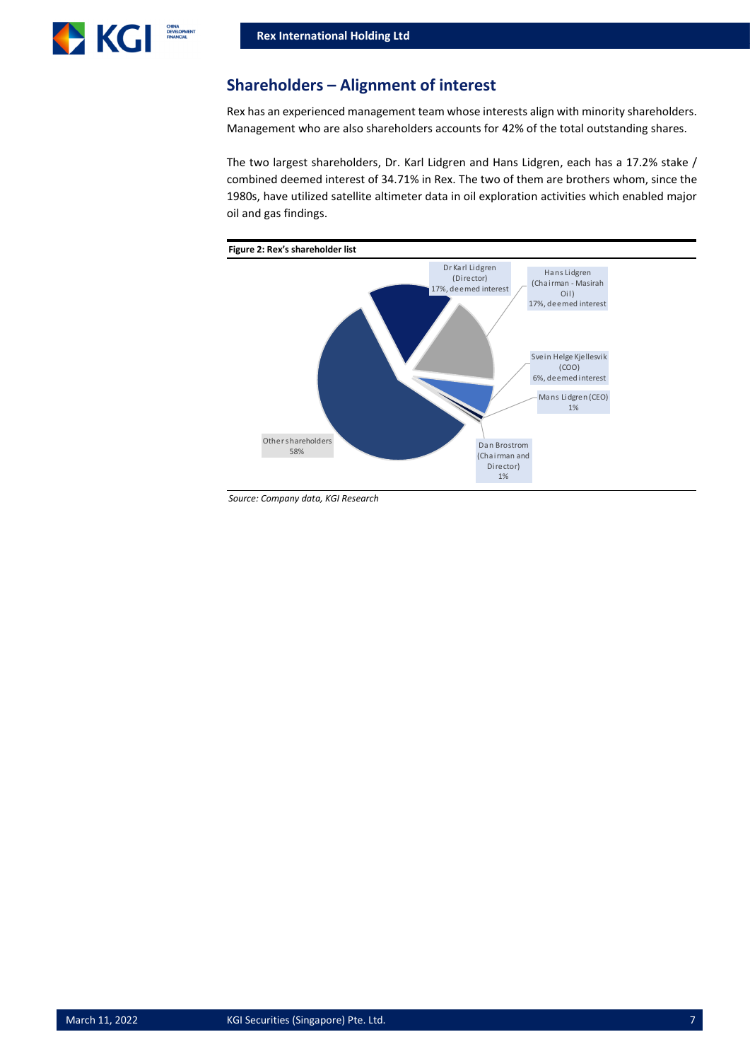## Shareholders – Alignment of interest

Rex has an experienced management team whose interests align with minority shareholders. Management who are also shareholders accounts for 42% of the total outstanding shares.

The two largest shareholders, Dr. Karl Lidgren and Hans Lidgren, each has a 17.2% stake / combined deemed interest of 34.71% in Rex. The two of them are brothers whom, since the 1980s, have utilized satellite altimeter data in oil exploration activities which enabled major oil and gas findings.

**Figure 2: Rex's shareholder list**

| Shareholder | Share |
|---|---|
| Dr Karl Lidgren (Director) | 17%, deemed interest |
| Hans Lidgren (Chairman - Masirah Oil) | 17%, deemed interest |
| Svein Helge Kjellesvik (COO) | 6%, deemed interest |
| Mans Lidgren (CEO) | 1% |
| Dan Brostrom (Chairman and Director) | 1% |
| Other shareholders | 58% |

*Source: Company data, KGI Research*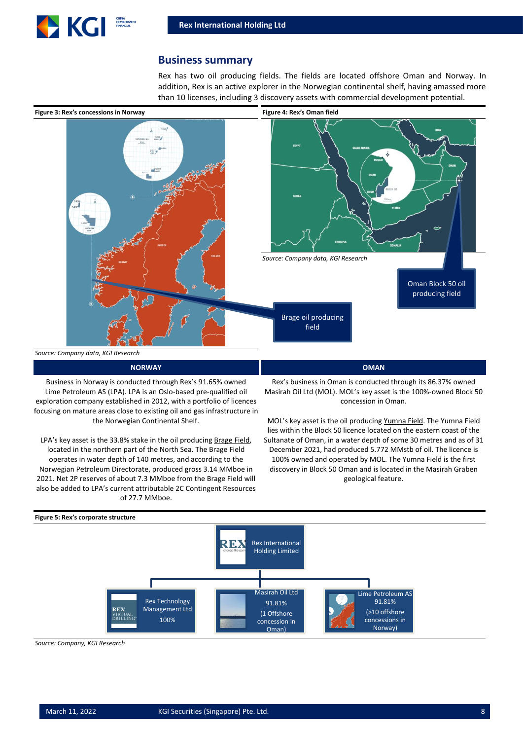## Business summary

Rex has two oil producing fields. The fields are located offshore Oman and Norway. In addition, Rex is an active explorer in the Norwegian continental shelf, having amassed more than 10 licenses, including 3 discovery assets with commercial development potential.

**Figure 3: Rex's concessions in Norway**

Brage oil producing field

*Source: Company data, KGI Research*

**Figure 4: Rex's Oman field**

Oman Block 50 oil producing field

*Source: Company data, KGI Research*

### NORWAY

Business in Norway is conducted through Rex's 91.65% owned Lime Petroleum AS (LPA). LPA is an Oslo-based pre-qualified oil exploration company established in 2012, with a portfolio of licences focusing on mature areas close to existing oil and gas infrastructure in the Norwegian Continental Shelf.

LPA's key asset is the 33.8% stake in the oil producing Brage Field, located in the northern part of the North Sea. The Brage Field operates in water depth of 140 metres, and according to the Norwegian Petroleum Directorate, produced gross 3.14 MMboe in 2021. Net 2P reserves of about 7.3 MMboe from the Brage Field will also be added to LPA's current attributable 2C Contingent Resources of 27.7 MMboe.

### OMAN

Rex's business in Oman is conducted through its 86.37% owned Masirah Oil Ltd (MOL). MOL's key asset is the 100%-owned Block 50 concession in Oman.

MOL's key asset is the oil producing Yumna Field. The Yumna Field lies within the Block 50 licence located on the eastern coast of the Sultanate of Oman, in a water depth of some 30 metres and as of 31 December 2021, had produced 5.772 MMstb of oil. The licence is 100% owned and operated by MOL. The Yumna Field is the first discovery in Block 50 Oman and is located in the Masirah Graben geological feature.

**Figure 5: Rex's corporate structure**

- Rex International Holding Limited
  - Rex Technology Management Ltd — 100%
  - Masirah Oil Ltd — 91.81% (1 Offshore concession in Oman)
  - Lime Petroleum AS — 91.81% (>10 offshore concessions in Norway)

*Source: Company, KGI Research*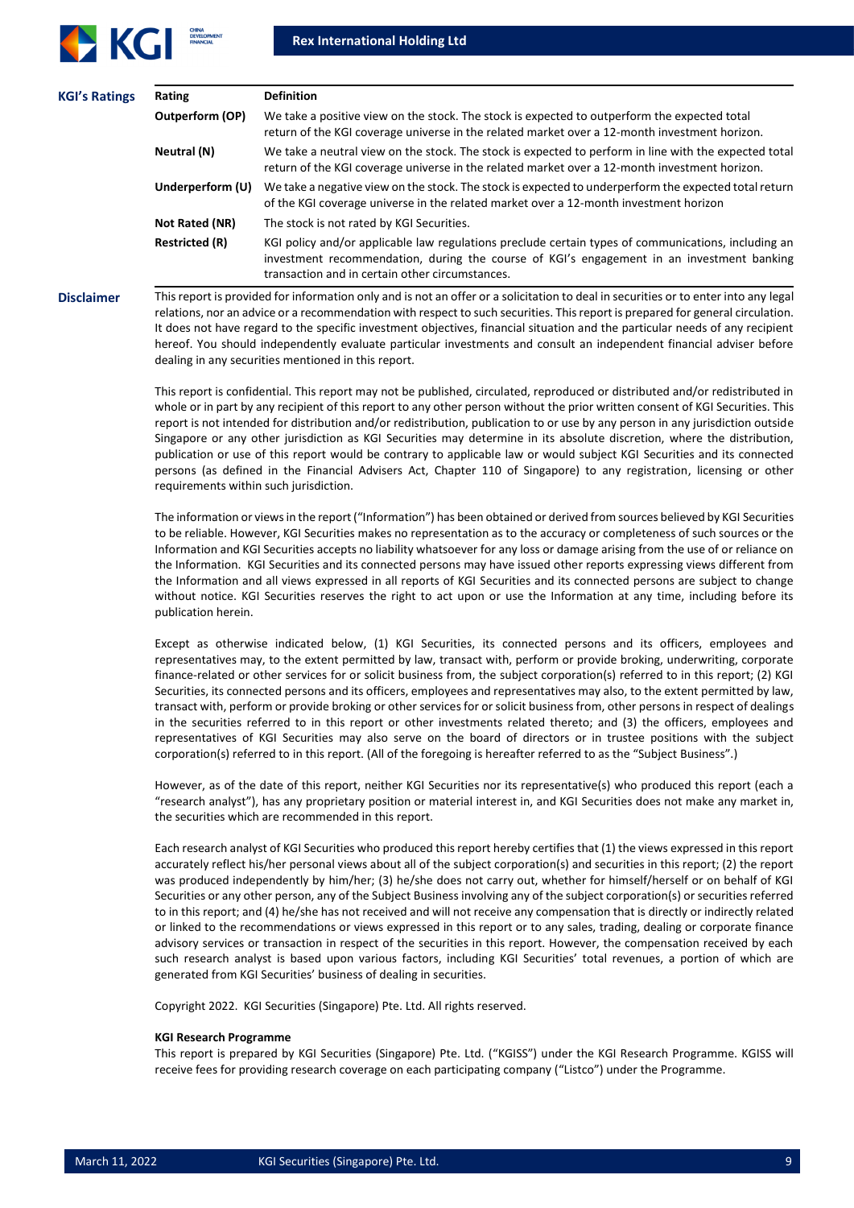**KGI's Ratings**

| Rating | Definition |
|---|---|
| **Outperform (OP)** | We take a positive view on the stock. The stock is expected to outperform the expected total return of the KGI coverage universe in the related market over a 12-month investment horizon. |
| **Neutral (N)** | We take a neutral view on the stock. The stock is expected to perform in line with the expected total return of the KGI coverage universe in the related market over a 12-month investment horizon. |
| **Underperform (U)** | We take a negative view on the stock. The stock is expected to underperform the expected total return of the KGI coverage universe in the related market over a 12-month investment horizon |
| **Not Rated (NR)** | The stock is not rated by KGI Securities. |
| **Restricted (R)** | KGI policy and/or applicable law regulations preclude certain types of communications, including an investment recommendation, during the course of KGI's engagement in an investment banking transaction and in certain other circumstances. |

**Disclaimer**

This report is provided for information only and is not an offer or a solicitation to deal in securities or to enter into any legal relations, nor an advice or a recommendation with respect to such securities. This report is prepared for general circulation. It does not have regard to the specific investment objectives, financial situation and the particular needs of any recipient hereof. You should independently evaluate particular investments and consult an independent financial adviser before dealing in any securities mentioned in this report.

This report is confidential. This report may not be published, circulated, reproduced or distributed and/or redistributed in whole or in part by any recipient of this report to any other person without the prior written consent of KGI Securities. This report is not intended for distribution and/or redistribution, publication to or use by any person in any jurisdiction outside Singapore or any other jurisdiction as KGI Securities may determine in its absolute discretion, where the distribution, publication or use of this report would be contrary to applicable law or would subject KGI Securities and its connected persons (as defined in the Financial Advisers Act, Chapter 110 of Singapore) to any registration, licensing or other requirements within such jurisdiction.

The information or views in the report ("Information") has been obtained or derived from sources believed by KGI Securities to be reliable. However, KGI Securities makes no representation as to the accuracy or completeness of such sources or the Information and KGI Securities accepts no liability whatsoever for any loss or damage arising from the use of or reliance on the Information. KGI Securities and its connected persons may have issued other reports expressing views different from the Information and all views expressed in all reports of KGI Securities and its connected persons are subject to change without notice. KGI Securities reserves the right to act upon or use the Information at any time, including before its publication herein.

Except as otherwise indicated below, (1) KGI Securities, its connected persons and its officers, employees and representatives may, to the extent permitted by law, transact with, perform or provide broking, underwriting, corporate finance-related or other services for or solicit business from, the subject corporation(s) referred to in this report; (2) KGI Securities, its connected persons and its officers, employees and representatives may also, to the extent permitted by law, transact with, perform or provide broking or other services for or solicit business from, other persons in respect of dealings in the securities referred to in this report or other investments related thereto; and (3) the officers, employees and representatives of KGI Securities may also serve on the board of directors or in trustee positions with the subject corporation(s) referred to in this report. (All of the foregoing is hereafter referred to as the "Subject Business".)

However, as of the date of this report, neither KGI Securities nor its representative(s) who produced this report (each a "research analyst"), has any proprietary position or material interest in, and KGI Securities does not make any market in, the securities which are recommended in this report.

Each research analyst of KGI Securities who produced this report hereby certifies that (1) the views expressed in this report accurately reflect his/her personal views about all of the subject corporation(s) and securities in this report; (2) the report was produced independently by him/her; (3) he/she does not carry out, whether for himself/herself or on behalf of KGI Securities or any other person, any of the Subject Business involving any of the subject corporation(s) or securities referred to in this report; and (4) he/she has not received and will not receive any compensation that is directly or indirectly related or linked to the recommendations or views expressed in this report or to any sales, trading, dealing or corporate finance advisory services or transaction in respect of the securities in this report. However, the compensation received by each such research analyst is based upon various factors, including KGI Securities' total revenues, a portion of which are generated from KGI Securities' business of dealing in securities.

Copyright 2022. KGI Securities (Singapore) Pte. Ltd. All rights reserved.

**KGI Research Programme**

This report is prepared by KGI Securities (Singapore) Pte. Ltd. ("KGISS") under the KGI Research Programme. KGISS will receive fees for providing research coverage on each participating company ("Listco") under the Programme.